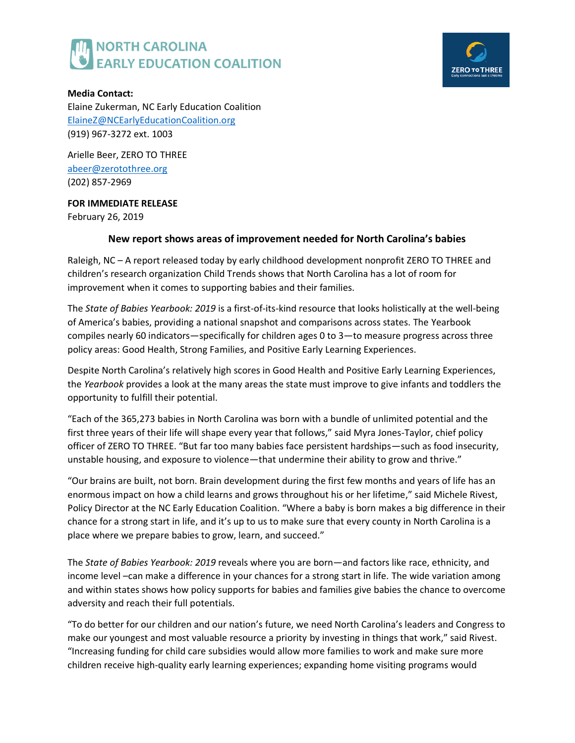NORTH CAROLINA EARLY EDUCATION COALITION

ZERO TO THREE
Early connections last a lifetime

**Media Contact:**
Elaine Zukerman, NC Early Education Coalition
ElaineZ@NCEarlyEducationCoalition.org
(919) 967-3272 ext. 1003

Arielle Beer, ZERO TO THREE
abeer@zerotothree.org
(202) 857-2969

**FOR IMMEDIATE RELEASE**
February 26, 2019

## New report shows areas of improvement needed for North Carolina's babies

Raleigh, NC – A report released today by early childhood development nonprofit ZERO TO THREE and children's research organization Child Trends shows that North Carolina has a lot of room for improvement when it comes to supporting babies and their families.

The *State of Babies Yearbook: 2019* is a first-of-its-kind resource that looks holistically at the well-being of America's babies, providing a national snapshot and comparisons across states. The Yearbook compiles nearly 60 indicators—specifically for children ages 0 to 3—to measure progress across three policy areas: Good Health, Strong Families, and Positive Early Learning Experiences.

Despite North Carolina's relatively high scores in Good Health and Positive Early Learning Experiences, the *Yearbook* provides a look at the many areas the state must improve to give infants and toddlers the opportunity to fulfill their potential.

"Each of the 365,273 babies in North Carolina was born with a bundle of unlimited potential and the first three years of their life will shape every year that follows," said Myra Jones-Taylor, chief policy officer of ZERO TO THREE. "But far too many babies face persistent hardships—such as food insecurity, unstable housing, and exposure to violence—that undermine their ability to grow and thrive."

"Our brains are built, not born. Brain development during the first few months and years of life has an enormous impact on how a child learns and grows throughout his or her lifetime," said Michele Rivest, Policy Director at the NC Early Education Coalition. "Where a baby is born makes a big difference in their chance for a strong start in life, and it's up to us to make sure that every county in North Carolina is a place where we prepare babies to grow, learn, and succeed."

The *State of Babies Yearbook: 2019* reveals where you are born—and factors like race, ethnicity, and income level –can make a difference in your chances for a strong start in life. The wide variation among and within states shows how policy supports for babies and families give babies the chance to overcome adversity and reach their full potentials.

"To do better for our children and our nation's future, we need North Carolina's leaders and Congress to make our youngest and most valuable resource a priority by investing in things that work," said Rivest. "Increasing funding for child care subsidies would allow more families to work and make sure more children receive high-quality early learning experiences; expanding home visiting programs would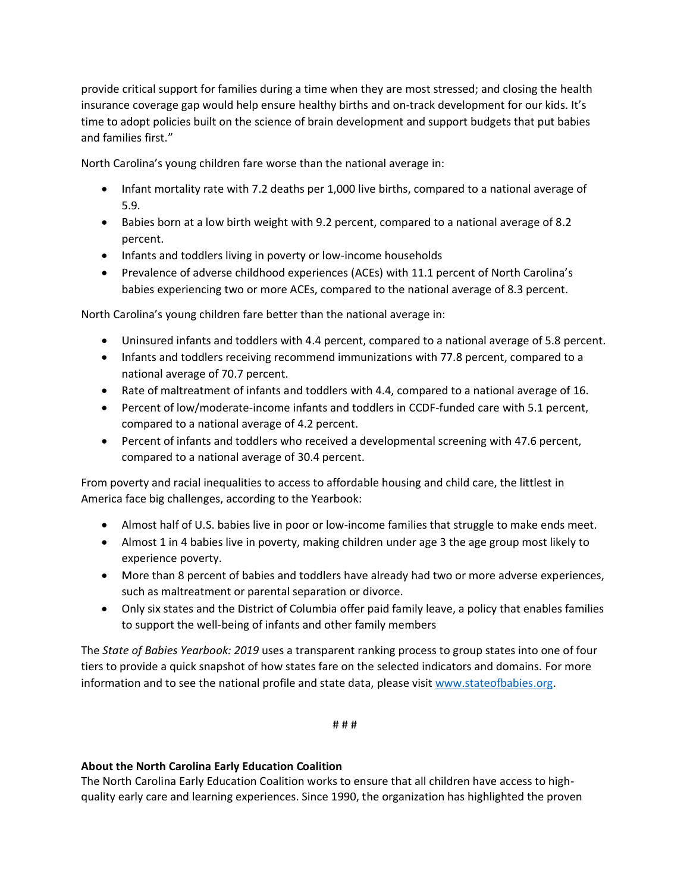provide critical support for families during a time when they are most stressed; and closing the health insurance coverage gap would help ensure healthy births and on-track development for our kids. It's time to adopt policies built on the science of brain development and support budgets that put babies and families first."

North Carolina's young children fare worse than the national average in:

- Infant mortality rate with 7.2 deaths per 1,000 live births, compared to a national average of 5.9.
- Babies born at a low birth weight with 9.2 percent, compared to a national average of 8.2 percent.
- Infants and toddlers living in poverty or low-income households
- Prevalence of adverse childhood experiences (ACEs) with 11.1 percent of North Carolina's babies experiencing two or more ACEs, compared to the national average of 8.3 percent.

North Carolina's young children fare better than the national average in:

- Uninsured infants and toddlers with 4.4 percent, compared to a national average of 5.8 percent.
- Infants and toddlers receiving recommend immunizations with 77.8 percent, compared to a national average of 70.7 percent.
- Rate of maltreatment of infants and toddlers with 4.4, compared to a national average of 16.
- Percent of low/moderate-income infants and toddlers in CCDF-funded care with 5.1 percent, compared to a national average of 4.2 percent.
- Percent of infants and toddlers who received a developmental screening with 47.6 percent, compared to a national average of 30.4 percent.

From poverty and racial inequalities to access to affordable housing and child care, the littlest in America face big challenges, according to the Yearbook:

- Almost half of U.S. babies live in poor or low-income families that struggle to make ends meet.
- Almost 1 in 4 babies live in poverty, making children under age 3 the age group most likely to experience poverty.
- More than 8 percent of babies and toddlers have already had two or more adverse experiences, such as maltreatment or parental separation or divorce.
- Only six states and the District of Columbia offer paid family leave, a policy that enables families to support the well-being of infants and other family members

The *State of Babies Yearbook: 2019* uses a transparent ranking process to group states into one of four tiers to provide a quick snapshot of how states fare on the selected indicators and domains. For more information and to see the national profile and state data, please visit [www.stateofbabies.org](www.stateofbabies.org).

# # #

**About the North Carolina Early Education Coalition**

The North Carolina Early Education Coalition works to ensure that all children have access to high-quality early care and learning experiences. Since 1990, the organization has highlighted the proven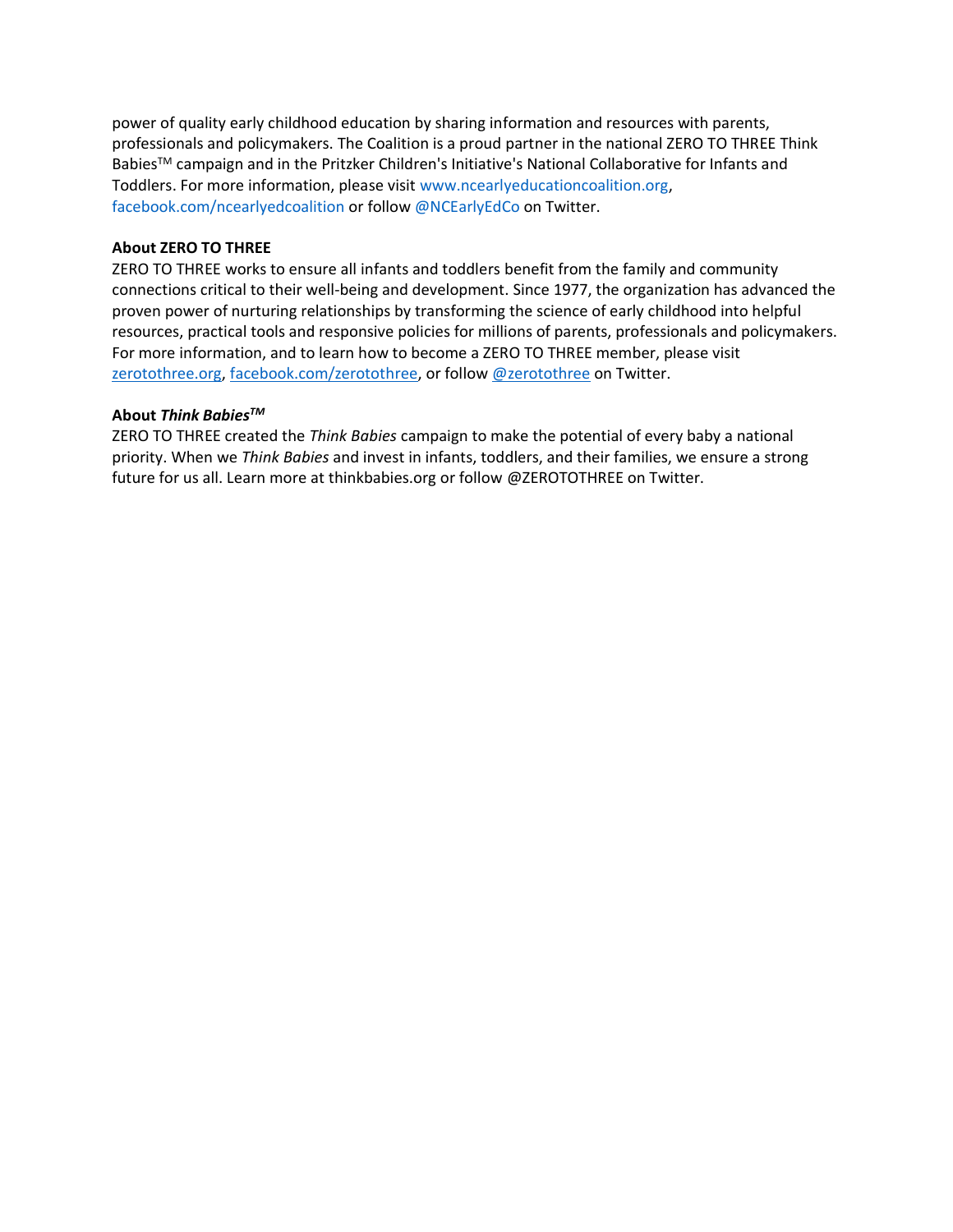power of quality early childhood education by sharing information and resources with parents, professionals and policymakers. The Coalition is a proud partner in the national ZERO TO THREE Think Babies™ campaign and in the Pritzker Children's Initiative's National Collaborative for Infants and Toddlers. For more information, please visit www.ncearlyeducationcoalition.org, facebook.com/ncearlyedcoalition or follow @NCEarlyEdCo on Twitter.

**About ZERO TO THREE**
ZERO TO THREE works to ensure all infants and toddlers benefit from the family and community connections critical to their well-being and development. Since 1977, the organization has advanced the proven power of nurturing relationships by transforming the science of early childhood into helpful resources, practical tools and responsive policies for millions of parents, professionals and policymakers. For more information, and to learn how to become a ZERO TO THREE member, please visit zerotothree.org, facebook.com/zerotothree, or follow @zerotothree on Twitter.

**About *Think Babies*™**
ZERO TO THREE created the *Think Babies* campaign to make the potential of every baby a national priority. When we *Think Babies* and invest in infants, toddlers, and their families, we ensure a strong future for us all. Learn more at thinkbabies.org or follow @ZEROTOTHREE on Twitter.